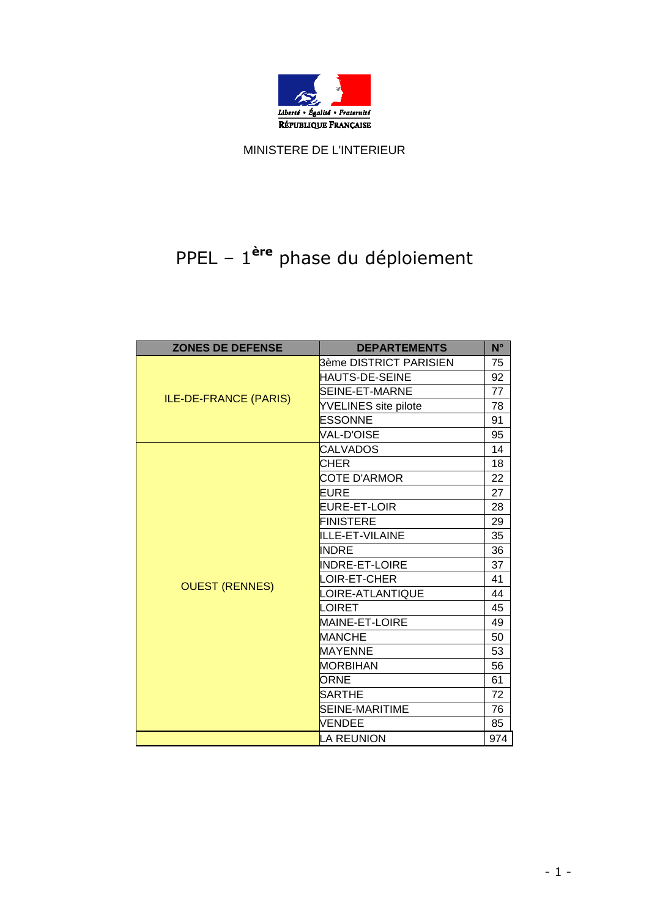Liberté • Égalité • Fraternité

RÉPUBLIQUE FRANÇAISE

MINISTERE DE L'INTERIEUR

# PPEL – 1ère phase du déploiement

| ZONES DE DEFENSE | DEPARTEMENTS | N° |
|---|---|---|
| ILE-DE-FRANCE (PARIS) | 3ème DISTRICT PARISIEN | 75 |
| | HAUTS-DE-SEINE | 92 |
| | SEINE-ET-MARNE | 77 |
| | YVELINES site pilote | 78 |
| | ESSONNE | 91 |
| | VAL-D'OISE | 95 |
| OUEST (RENNES) | CALVADOS | 14 |
| | CHER | 18 |
| | COTE D'ARMOR | 22 |
| | EURE | 27 |
| | EURE-ET-LOIR | 28 |
| | FINISTERE | 29 |
| | ILLE-ET-VILAINE | 35 |
| | INDRE | 36 |
| | INDRE-ET-LOIRE | 37 |
| | LOIR-ET-CHER | 41 |
| | LOIRE-ATLANTIQUE | 44 |
| | LOIRET | 45 |
| | MAINE-ET-LOIRE | 49 |
| | MANCHE | 50 |
| | MAYENNE | 53 |
| | MORBIHAN | 56 |
| | ORNE | 61 |
| | SARTHE | 72 |
| | SEINE-MARITIME | 76 |
| | VENDEE | 85 |
| | LA REUNION | 974 |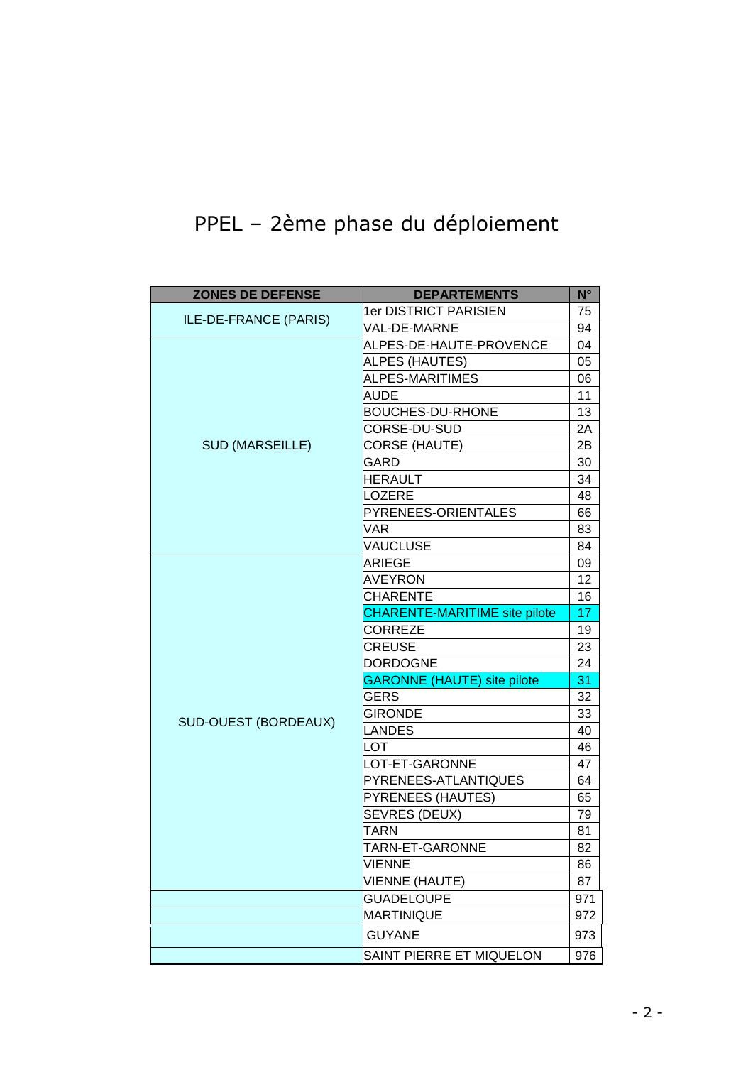# PPEL – 2ème phase du déploiement

| ZONES DE DEFENSE | DEPARTEMENTS | N° |
|---|---|---|
| ILE-DE-FRANCE (PARIS) | 1er DISTRICT PARISIEN | 75 |
| | VAL-DE-MARNE | 94 |
| SUD (MARSEILLE) | ALPES-DE-HAUTE-PROVENCE | 04 |
| | ALPES (HAUTES) | 05 |
| | ALPES-MARITIMES | 06 |
| | AUDE | 11 |
| | BOUCHES-DU-RHONE | 13 |
| | CORSE-DU-SUD | 2A |
| | CORSE (HAUTE) | 2B |
| | GARD | 30 |
| | HERAULT | 34 |
| | LOZERE | 48 |
| | PYRENEES-ORIENTALES | 66 |
| | VAR | 83 |
| | VAUCLUSE | 84 |
| SUD-OUEST (BORDEAUX) | ARIEGE | 09 |
| | AVEYRON | 12 |
| | CHARENTE | 16 |
| | CHARENTE-MARITIME site pilote | 17 |
| | CORREZE | 19 |
| | CREUSE | 23 |
| | DORDOGNE | 24 |
| | GARONNE (HAUTE) site pilote | 31 |
| | GERS | 32 |
| | GIRONDE | 33 |
| | LANDES | 40 |
| | LOT | 46 |
| | LOT-ET-GARONNE | 47 |
| | PYRENEES-ATLANTIQUES | 64 |
| | PYRENEES (HAUTES) | 65 |
| | SEVRES (DEUX) | 79 |
| | TARN | 81 |
| | TARN-ET-GARONNE | 82 |
| | VIENNE | 86 |
| | VIENNE (HAUTE) | 87 |
| | GUADELOUPE | 971 |
| | MARTINIQUE | 972 |
| | GUYANE | 973 |
| | SAINT PIERRE ET MIQUELON | 976 |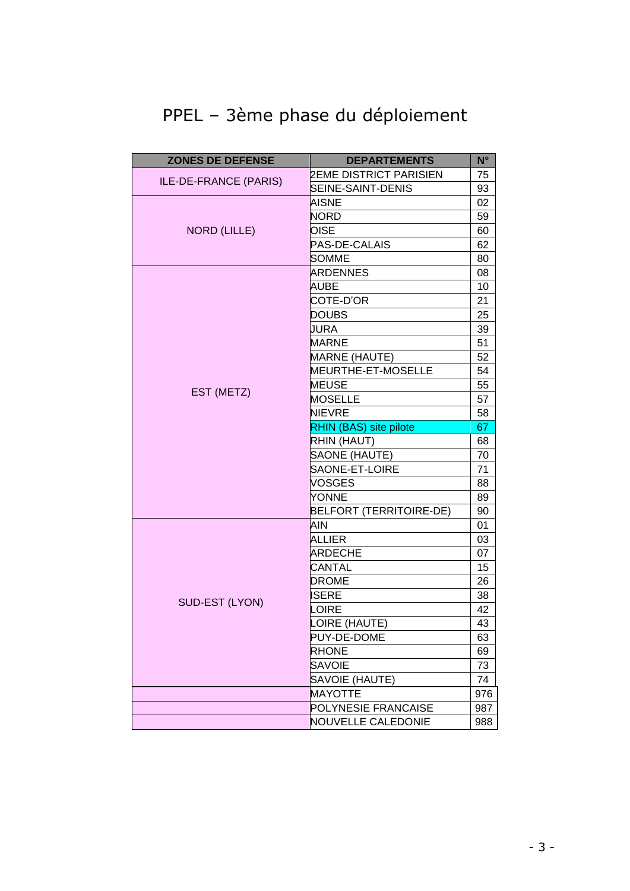# PPEL – 3ème phase du déploiement

| ZONES DE DEFENSE | DEPARTEMENTS | N° |
|---|---|---|
| ILE-DE-FRANCE (PARIS) | 2EME DISTRICT PARISIEN | 75 |
| | SEINE-SAINT-DENIS | 93 |
| NORD (LILLE) | AISNE | 02 |
| | NORD | 59 |
| | OISE | 60 |
| | PAS-DE-CALAIS | 62 |
| | SOMME | 80 |
| EST (METZ) | ARDENNES | 08 |
| | AUBE | 10 |
| | COTE-D'OR | 21 |
| | DOUBS | 25 |
| | JURA | 39 |
| | MARNE | 51 |
| | MARNE (HAUTE) | 52 |
| | MEURTHE-ET-MOSELLE | 54 |
| | MEUSE | 55 |
| | MOSELLE | 57 |
| | NIEVRE | 58 |
| | RHIN (BAS) site pilote | 67 |
| | RHIN (HAUT) | 68 |
| | SAONE (HAUTE) | 70 |
| | SAONE-ET-LOIRE | 71 |
| | VOSGES | 88 |
| | YONNE | 89 |
| | BELFORT (TERRITOIRE-DE) | 90 |
| SUD-EST (LYON) | AIN | 01 |
| | ALLIER | 03 |
| | ARDECHE | 07 |
| | CANTAL | 15 |
| | DROME | 26 |
| | ISERE | 38 |
| | LOIRE | 42 |
| | LOIRE (HAUTE) | 43 |
| | PUY-DE-DOME | 63 |
| | RHONE | 69 |
| | SAVOIE | 73 |
| | SAVOIE (HAUTE) | 74 |
| | MAYOTTE | 976 |
| | POLYNESIE FRANCAISE | 987 |
| | NOUVELLE CALEDONIE | 988 |